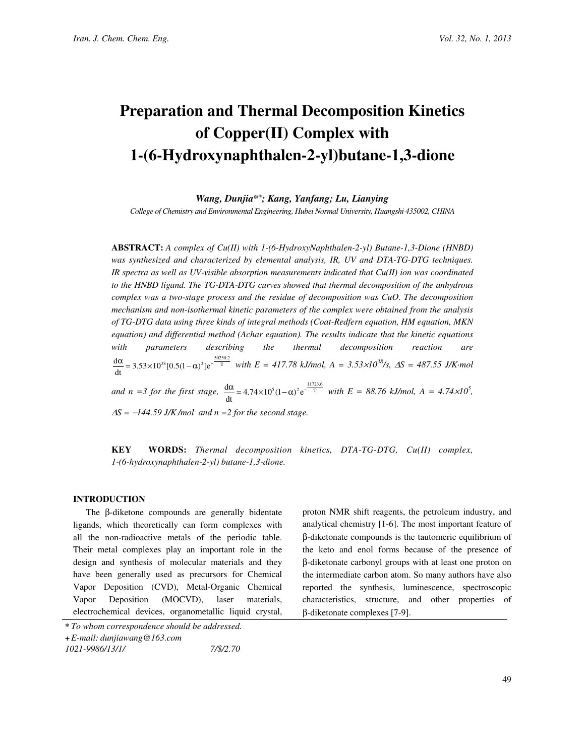# Preparation and Thermal Decomposition Kinetics of Copper(II) Complex with 1-(6-Hydroxynaphthalen-2-yl)butane-1,3-dione

***Wang, Dunjia\*[+]; Kang, Yanfang; Lu, Lianying***

*College of Chemistry and Environmental Engineering, Hubei Normal University, Huangshi 435002, CHINA*

**ABSTRACT:** *A complex of Cu(II) with 1-(6-HydroxyNaphthalen-2-yl) Butane-1,3-Dione (HNBD) was synthesized and characterized by elemental analysis, IR, UV and DTA-TG-DTG techniques. IR spectra as well as UV-visible absorption measurements indicated that Cu(II) ion was coordinated to the HNBD ligand. The TG-DTA-DTG curves showed that thermal decomposition of the anhydrous complex was a two-stage process and the residue of decomposition was CuO. The decomposition mechanism and non-isothermal kinetic parameters of the complex were obtained from the analysis of TG-DTG data using three kinds of integral methods (Coat-Redfern equation, HM equation, MKN equation) and differential method (Achar equation). The results indicate that the kinetic equations with parameters describing the thermal decomposition reaction are* $\frac{d\alpha}{dt} = 3.53\times10^{38}[0.5(1-\alpha)^3]e^{-\frac{50250.2}{T}}$ *with E = 417.78 kJ/mol, A = 3.53×10*$^{38}$*/s, ΔS = 487.55 J/K·mol and n =3 for the first stage,* $\frac{d\alpha}{dt} = 4.74\times10^{5}(1-\alpha)^2 e^{-\frac{11723.6}{T}}$ *with E = 88.76 kJ/mol, A = 4.74×10*$^{5}$*, ΔS = −144.59 J/K /mol and n =2 for the second stage.*

**KEY WORDS:** *Thermal decomposition kinetics, DTA-TG-DTG, Cu(II) complex, 1-(6-hydroxynaphthalen-2-yl) butane-1,3-dione.*

## INTRODUCTION

The β-diketone compounds are generally bidentate ligands, which theoretically can form complexes with all the non-radioactive metals of the periodic table. Their metal complexes play an important role in the design and synthesis of molecular materials and they have been generally used as precursors for Chemical Vapor Deposition (CVD), Metal-Organic Chemical Vapor Deposition (MOCVD), laser materials, electrochemical devices, organometallic liquid crystal, proton NMR shift reagents, the petroleum industry, and analytical chemistry [1-6]. The most important feature of β-diketonate compounds is the tautomeric equilibrium of the keto and enol forms because of the presence of β-diketonate carbonyl groups with at least one proton on the intermediate carbon atom. So many authors have also reported the synthesis, luminescence, spectroscopic characteristics, structure, and other properties of β-diketonate complexes [7-9].

\* *To whom correspondence should be addressed.*
+ *E-mail: dunjiawang@163.com*
*1021-9986/13/1/ 7/$/2.70*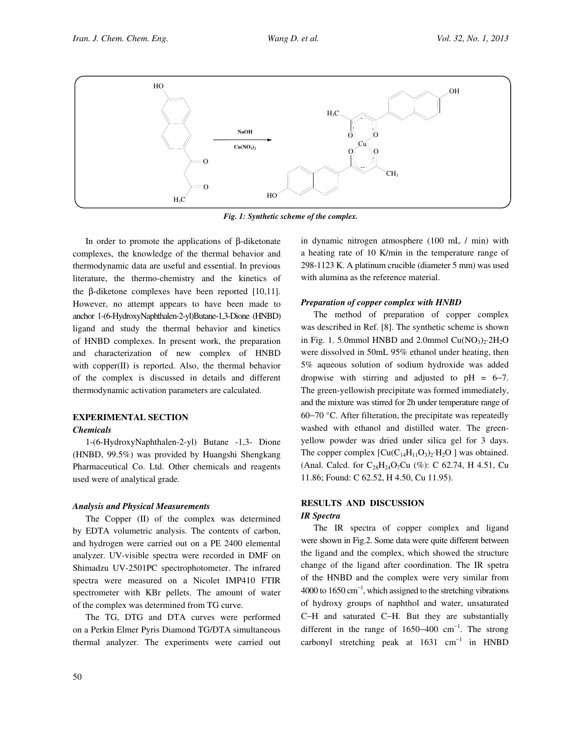Fig. 1: Synthetic scheme of the complex.

In order to promote the applications of β-diketonate complexes, the knowledge of the thermal behavior and thermodynamic data are useful and essential. In previous literature, the thermo-chemistry and the kinetics of the β-diketone complexes have been reported [10,11]. However, no attempt appears to have been made to anchor 1-(6-HydroxyNaphthalen-2-yl)Butane-1,3-Dione (HNBD) ligand and study the thermal behavior and kinetics of HNBD complexes. In present work, the preparation and characterization of new complex of HNBD with copper(II) is reported. Also, the thermal behavior of the complex is discussed in details and different thermodynamic activation parameters are calculated.

## EXPERIMENTAL SECTION

### Chemicals

1-(6-HydroxyNaphthalen-2-yl) Butane -1,3- Dione (HNBD, 99.5%) was provided by Huangshi Shengkang Pharmaceutical Co. Ltd. Other chemicals and reagents used were of analytical grade.

### Analysis and Physical Measurements

The Copper (II) of the complex was determined by EDTA volumetric analysis. The contents of carbon, and hydrogen were carried out on a PE 2400 elemental analyzer. UV-visible spectra were recorded in DMF on Shimadzu UV-2501PC spectrophotometer. The infrared spectra were measured on a Nicolet IMP410 FTIR spectrometer with KBr pellets. The amount of water of the complex was determined from TG curve.

The TG, DTG and DTA curves were performed on a Perkin Elmer Pyris Diamond TG/DTA simultaneous thermal analyzer. The experiments were carried out in dynamic nitrogen atmosphere (100 mL / min) with a heating rate of 10 K/min in the temperature range of 298-1123 K. A platinum crucible (diameter 5 mm) was used with alumina as the reference material.

### Preparation of copper complex with HNBD

The method of preparation of copper complex was described in Ref. [8]. The synthetic scheme is shown in Fig. 1. 5.0mmol HNBD and 2.0mmol $Cu(NO_3)_2{\cdot}2H_2O$ were dissolved in 50mL 95% ethanol under heating, then 5% aqueous solution of sodium hydroxide was added dropwise with stirring and adjusted to pH = 6−7. The green-yellowish precipitate was formed immediately, and the mixture was stirred for 2h under temperature range of 60−70 °C. After filteration, the precipitate was repeatedly washed with ethanol and distilled water. The green-yellow powder was dried under silica gel for 3 days. The copper complex $[Cu(C_{14}H_{11}O_3)_2{\cdot}H_2O]$ was obtained. (Anal. Calcd. for $C_{28}H_{24}O_7Cu$ (%): C 62.74, H 4.51, Cu 11.86; Found: C 62.52, H 4.50, Cu 11.95).

## RESULTS AND DISCUSSION

### IR Spectra

The IR spectra of copper complex and ligand were shown in Fig.2. Some data were quite different between the ligand and the complex, which showed the structure change of the ligand after coordination. The IR spetra of the HNBD and the complex were very similar from 4000 to 1650 $cm^{-1}$, which assigned to the stretching vibrations of hydroxy groups of naphthol and water, unsaturated C−H and saturated C−H. But they are substantially different in the range of 1650−400 $cm^{-1}$. The strong carbonyl stretching peak at 1631 $cm^{-1}$ in HNBD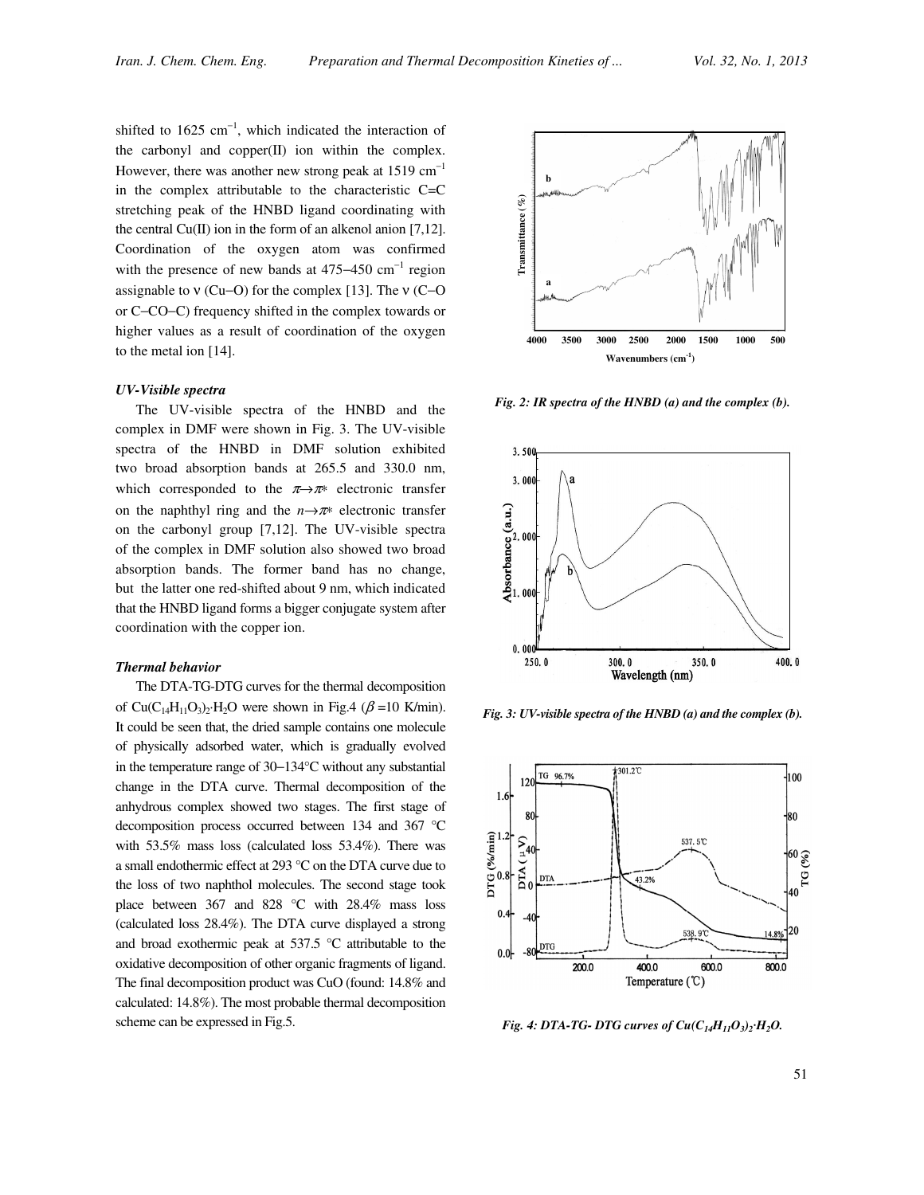shifted to 1625 $cm^{-1}$, which indicated the interaction of the carbonyl and copper(II) ion within the complex. However, there was another new strong peak at 1519 $cm^{-1}$ in the complex attributable to the characteristic C=C stretching peak of the HNBD ligand coordinating with the central Cu(II) ion in the form of an alkenol anion [7,12]. Coordination of the oxygen atom was confirmed with the presence of new bands at 475–450 $cm^{-1}$ region assignable to ν (Cu–O) for the complex [13]. The ν (C–O or C–CO–C) frequency shifted in the complex towards or higher values as a result of coordination of the oxygen to the metal ion [14].

### *UV-Visible spectra*

The UV-visible spectra of the HNBD and the complex in DMF were shown in Fig. 3. The UV-visible spectra of the HNBD in DMF solution exhibited two broad absorption bands at 265.5 and 330.0 nm, which corresponded to the $\pi \rightarrow \pi^*$ electronic transfer on the naphthyl ring and the $n \rightarrow \pi^*$ electronic transfer on the carbonyl group [7,12]. The UV-visible spectra of the complex in DMF solution also showed two broad absorption bands. The former band has no change, but the latter one red-shifted about 9 nm, which indicated that the HNBD ligand forms a bigger conjugate system after coordination with the copper ion.

### *Thermal behavior*

The DTA-TG-DTG curves for the thermal decomposition of $Cu(C_{14}H_{11}O_3)_2 \cdot H_2O$ were shown in Fig.4 ($\beta$ =10 K/min). It could be seen that, the dried sample contains one molecule of physically adsorbed water, which is gradually evolved in the temperature range of 30–134°C without any substantial change in the DTA curve. Thermal decomposition of the anhydrous complex showed two stages. The first stage of decomposition process occurred between 134 and 367 °C with 53.5% mass loss (calculated loss 53.4%). There was a small endothermic effect at 293 °C on the DTA curve due to the loss of two naphthol molecules. The second stage took place between 367 and 828 °C with 28.4% mass loss (calculated loss 28.4%). The DTA curve displayed a strong and broad exothermic peak at 537.5 °C attributable to the oxidative decomposition of other organic fragments of ligand. The final decomposition product was CuO (found: 14.8% and calculated: 14.8%). The most probable thermal decomposition scheme can be expressed in Fig.5.

*Fig. 2: IR spectra of the HNBD (a) and the complex (b).*

*Fig. 3: UV-visible spectra of the HNBD (a) and the complex (b).*

*Fig. 4: DTA-TG- DTG curves of $Cu(C_{14}H_{11}O_3)_2 \cdot H_2O$.*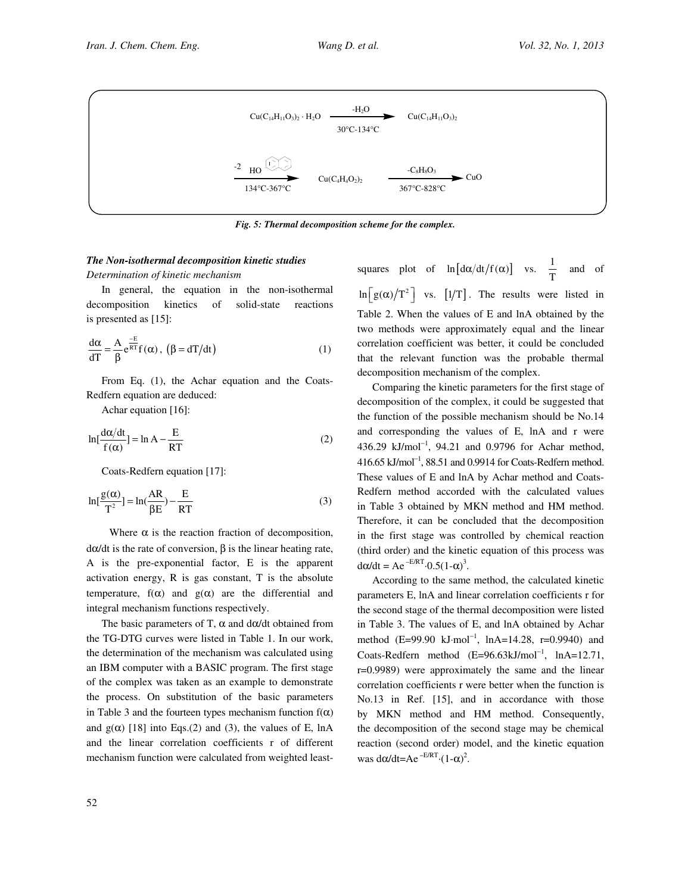$$Cu(C_{14}H_{11}O_3)_2 \cdot H_2O \xrightarrow[30°C\text{-}134°C]{-H_2O} Cu(C_{14}H_{11}O_3)_2$$

$$\xrightarrow[134°C\text{-}367°C]{-2\ HO\text{-}C_{10}H_7} Cu(C_4H_4O_2)_2 \xrightarrow[367°C\text{-}828°C]{-C_8H_8O_3} CuO$$

*Fig. 5: Thermal decomposition scheme for the complex.*

### *The Non-isothermal decomposition kinetic studies*

*Determination of kinetic mechanism*

In general, the equation in the non-isothermal decomposition kinetics of solid-state reactions is presented as [15]:

$$\frac{d\alpha}{dT} = \frac{A}{\beta} e^{\frac{-E}{RT}} f(\alpha),\ (\beta = dT/dt) \tag{1}$$

From Eq. (1), the Achar equation and the Coats-Redfern equation are deduced:

Achar equation [16]:

$$\ln[\frac{d\alpha/dt}{f(\alpha)}] = \ln A - \frac{E}{RT} \tag{2}$$

Coats-Redfern equation [17]:

$$\ln[\frac{g(\alpha)}{T^2}] = \ln(\frac{AR}{\beta E}) - \frac{E}{RT} \tag{3}$$

Where $\alpha$ is the reaction fraction of decomposition, $d\alpha/dt$ is the rate of conversion, $\beta$ is the linear heating rate, A is the pre-exponential factor, E is the apparent activation energy, R is gas constant, T is the absolute temperature, $f(\alpha)$ and $g(\alpha)$ are the differential and integral mechanism functions respectively.

The basic parameters of T, $\alpha$ and $d\alpha/dt$ obtained from the TG-DTG curves were listed in Table 1. In our work, the determination of the mechanism was calculated using an IBM computer with a BASIC program. The first stage of the complex was taken as an example to demonstrate the process. On substitution of the basic parameters in Table 3 and the fourteen types mechanism function $f(\alpha)$ and $g(\alpha)$ [18] into Eqs.(2) and (3), the values of E, lnA and the linear correlation coefficients r of different mechanism function were calculated from weighted least-squares plot of $\ln[d\alpha/dt/f(\alpha)]$ vs. $\frac{1}{T}$ and of $\ln[g(\alpha)/T^2]$ vs. $[1/T]$. The results were listed in Table 2. When the values of E and lnA obtained by the two methods were approximately equal and the linear correlation coefficient was better, it could be concluded that the relevant function was the probable thermal decomposition mechanism of the complex.

Comparing the kinetic parameters for the first stage of decomposition of the complex, it could be suggested that the function of the possible mechanism should be No.14 and corresponding the values of E, lnA and r were 436.29 kJ/mol$^{-1}$, 94.21 and 0.9796 for Achar method, 416.65 kJ/mol$^{-1}$, 88.51 and 0.9914 for Coats-Redfern method. These values of E and lnA by Achar method and Coats-Redfern method accorded with the calculated values in Table 3 obtained by MKN method and HM method. Therefore, it can be concluded that the decomposition in the first stage was controlled by chemical reaction (third order) and the kinetic equation of this process was $d\alpha/dt = Ae^{-E/RT} \cdot 0.5(1-\alpha)^3$.

According to the same method, the calculated kinetic parameters E, lnA and linear correlation coefficients r for the second stage of the thermal decomposition were listed in Table 3. The values of E, and lnA obtained by Achar method (E=99.90 kJ·mol$^{-1}$, lnA=14.28, r=0.9940) and Coats-Redfern method (E=96.63kJ/mol$^{-1}$, lnA=12.71, r=0.9989) were approximately the same and the linear correlation coefficients r were better when the function is No.13 in Ref. [15], and in accordance with those by MKN method and HM method. Consequently, the decomposition of the second stage may be chemical reaction (second order) model, and the kinetic equation was $d\alpha/dt = Ae^{-E/RT} \cdot (1-\alpha)^2$.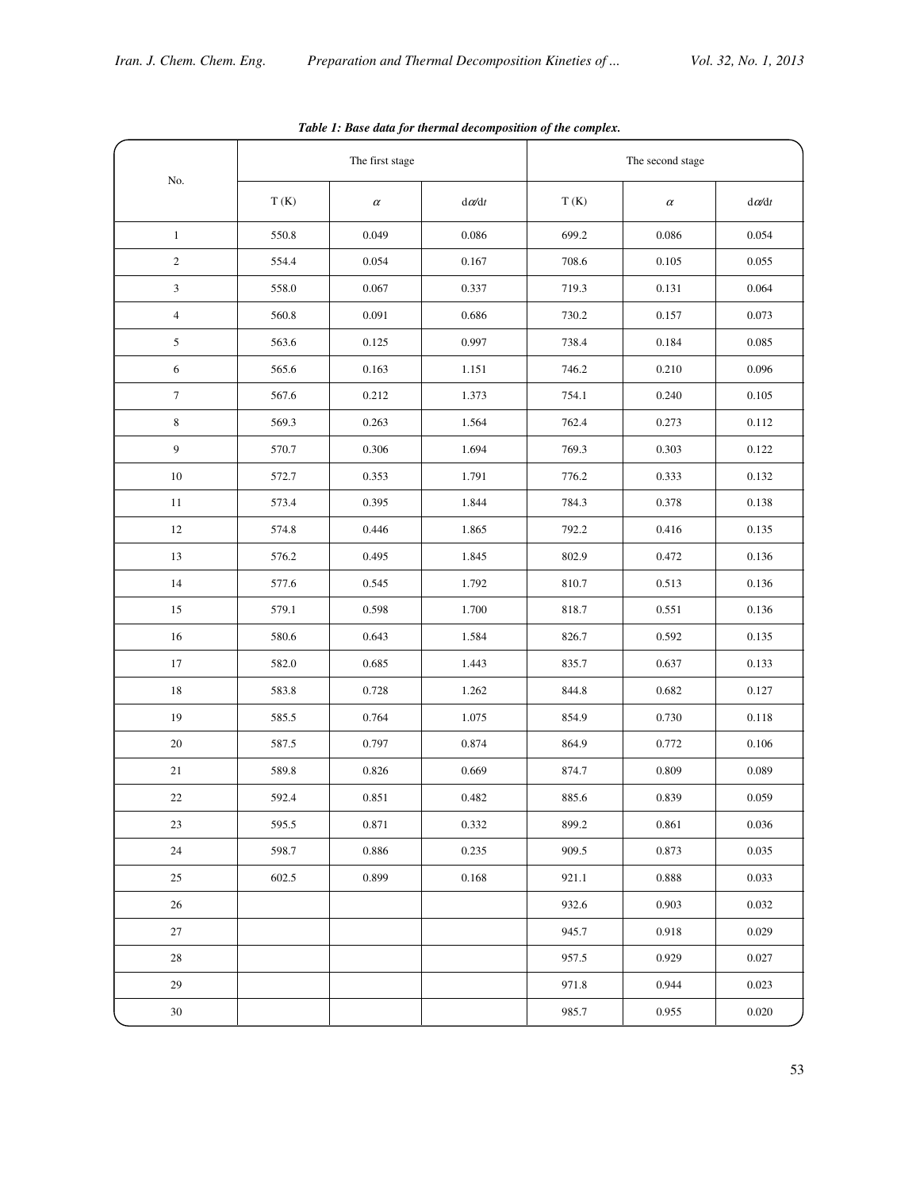*Table 1: Base data for thermal decomposition of the complex.*

| No. | The first stage | | | The second stage | | |
|---|---|---|---|---|---|---|
| | T (K) | $\alpha$ | d$\alpha$/d$t$ | T (K) | $\alpha$ | d$\alpha$/d$t$ |
| 1 | 550.8 | 0.049 | 0.086 | 699.2 | 0.086 | 0.054 |
| 2 | 554.4 | 0.054 | 0.167 | 708.6 | 0.105 | 0.055 |
| 3 | 558.0 | 0.067 | 0.337 | 719.3 | 0.131 | 0.064 |
| 4 | 560.8 | 0.091 | 0.686 | 730.2 | 0.157 | 0.073 |
| 5 | 563.6 | 0.125 | 0.997 | 738.4 | 0.184 | 0.085 |
| 6 | 565.6 | 0.163 | 1.151 | 746.2 | 0.210 | 0.096 |
| 7 | 567.6 | 0.212 | 1.373 | 754.1 | 0.240 | 0.105 |
| 8 | 569.3 | 0.263 | 1.564 | 762.4 | 0.273 | 0.112 |
| 9 | 570.7 | 0.306 | 1.694 | 769.3 | 0.303 | 0.122 |
| 10 | 572.7 | 0.353 | 1.791 | 776.2 | 0.333 | 0.132 |
| 11 | 573.4 | 0.395 | 1.844 | 784.3 | 0.378 | 0.138 |
| 12 | 574.8 | 0.446 | 1.865 | 792.2 | 0.416 | 0.135 |
| 13 | 576.2 | 0.495 | 1.845 | 802.9 | 0.472 | 0.136 |
| 14 | 577.6 | 0.545 | 1.792 | 810.7 | 0.513 | 0.136 |
| 15 | 579.1 | 0.598 | 1.700 | 818.7 | 0.551 | 0.136 |
| 16 | 580.6 | 0.643 | 1.584 | 826.7 | 0.592 | 0.135 |
| 17 | 582.0 | 0.685 | 1.443 | 835.7 | 0.637 | 0.133 |
| 18 | 583.8 | 0.728 | 1.262 | 844.8 | 0.682 | 0.127 |
| 19 | 585.5 | 0.764 | 1.075 | 854.9 | 0.730 | 0.118 |
| 20 | 587.5 | 0.797 | 0.874 | 864.9 | 0.772 | 0.106 |
| 21 | 589.8 | 0.826 | 0.669 | 874.7 | 0.809 | 0.089 |
| 22 | 592.4 | 0.851 | 0.482 | 885.6 | 0.839 | 0.059 |
| 23 | 595.5 | 0.871 | 0.332 | 899.2 | 0.861 | 0.036 |
| 24 | 598.7 | 0.886 | 0.235 | 909.5 | 0.873 | 0.035 |
| 25 | 602.5 | 0.899 | 0.168 | 921.1 | 0.888 | 0.033 |
| 26 | | | | 932.6 | 0.903 | 0.032 |
| 27 | | | | 945.7 | 0.918 | 0.029 |
| 28 | | | | 957.5 | 0.929 | 0.027 |
| 29 | | | | 971.8 | 0.944 | 0.023 |
| 30 | | | | 985.7 | 0.955 | 0.020 |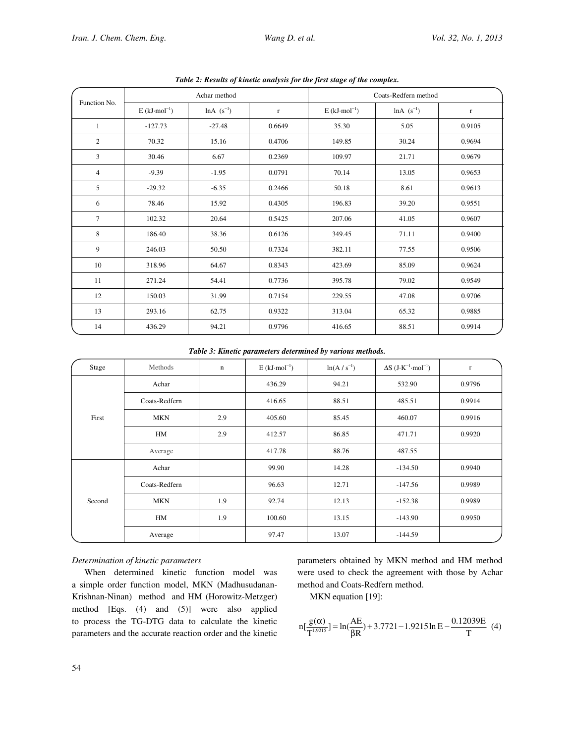*Table 2: Results of kinetic analysis for the first stage of the complex.*

| Function No. | Achar method | | | Coats-Redfern method | | |
|---|---|---|---|---|---|---|
| | E (kJ·mol$^{-1}$) | lnA (s$^{-1}$) | r | E (kJ·mol$^{-1}$) | lnA (s$^{-1}$) | r |
| 1 | -127.73 | -27.48 | 0.6649 | 35.30 | 5.05 | 0.9105 |
| 2 | 70.32 | 15.16 | 0.4706 | 149.85 | 30.24 | 0.9694 |
| 3 | 30.46 | 6.67 | 0.2369 | 109.97 | 21.71 | 0.9679 |
| 4 | -9.39 | -1.95 | 0.0791 | 70.14 | 13.05 | 0.9653 |
| 5 | -29.32 | -6.35 | 0.2466 | 50.18 | 8.61 | 0.9613 |
| 6 | 78.46 | 15.92 | 0.4305 | 196.83 | 39.20 | 0.9551 |
| 7 | 102.32 | 20.64 | 0.5425 | 207.06 | 41.05 | 0.9607 |
| 8 | 186.40 | 38.36 | 0.6126 | 349.45 | 71.11 | 0.9400 |
| 9 | 246.03 | 50.50 | 0.7324 | 382.11 | 77.55 | 0.9506 |
| 10 | 318.96 | 64.67 | 0.8343 | 423.69 | 85.09 | 0.9624 |
| 11 | 271.24 | 54.41 | 0.7736 | 395.78 | 79.02 | 0.9549 |
| 12 | 150.03 | 31.99 | 0.7154 | 229.55 | 47.08 | 0.9706 |
| 13 | 293.16 | 62.75 | 0.9322 | 313.04 | 65.32 | 0.9885 |
| 14 | 436.29 | 94.21 | 0.9796 | 416.65 | 88.51 | 0.9914 |

*Table 3: Kinetic parameters determined by various methods.*

| Stage | Methods | n | E (kJ·mol$^{-1}$) | ln(A / s$^{-1}$) | ΔS (J·K$^{-1}$·mol$^{-1}$) | r |
|---|---|---|---|---|---|---|
| First | Achar | | 436.29 | 94.21 | 532.90 | 0.9796 |
| | Coats-Redfern | | 416.65 | 88.51 | 485.51 | 0.9914 |
| | MKN | 2.9 | 405.60 | 85.45 | 460.07 | 0.9916 |
| | HM | 2.9 | 412.57 | 86.85 | 471.71 | 0.9920 |
| | Average | | 417.78 | 88.76 | 487.55 | |
| Second | Achar | | 99.90 | 14.28 | -134.50 | 0.9940 |
| | Coats-Redfern | | 96.63 | 12.71 | -147.56 | 0.9989 |
| | MKN | 1.9 | 92.74 | 12.13 | -152.38 | 0.9989 |
| | HM | 1.9 | 100.60 | 13.15 | -143.90 | 0.9950 |
| | Average | | 97.47 | 13.07 | -144.59 | |

*Determination of kinetic parameters*

When determined kinetic function model was a simple order function model, MKN (Madhusudanan-Krishnan-Ninan) method and HM (Horowitz-Metzger) method [Eqs. (4) and (5)] were also applied to process the TG-DTG data to calculate the kinetic parameters and the accurate reaction order and the kinetic parameters obtained by MKN method and HM method were used to check the agreement with those by Achar method and Coats-Redfern method.

MKN equation [19]:

$$\ln[\frac{g(\alpha)}{T^{1.9215}}] = \ln(\frac{AE}{\beta R}) + 3.7721 - 1.9215\ln E - \frac{0.12039E}{T} \quad (4)$$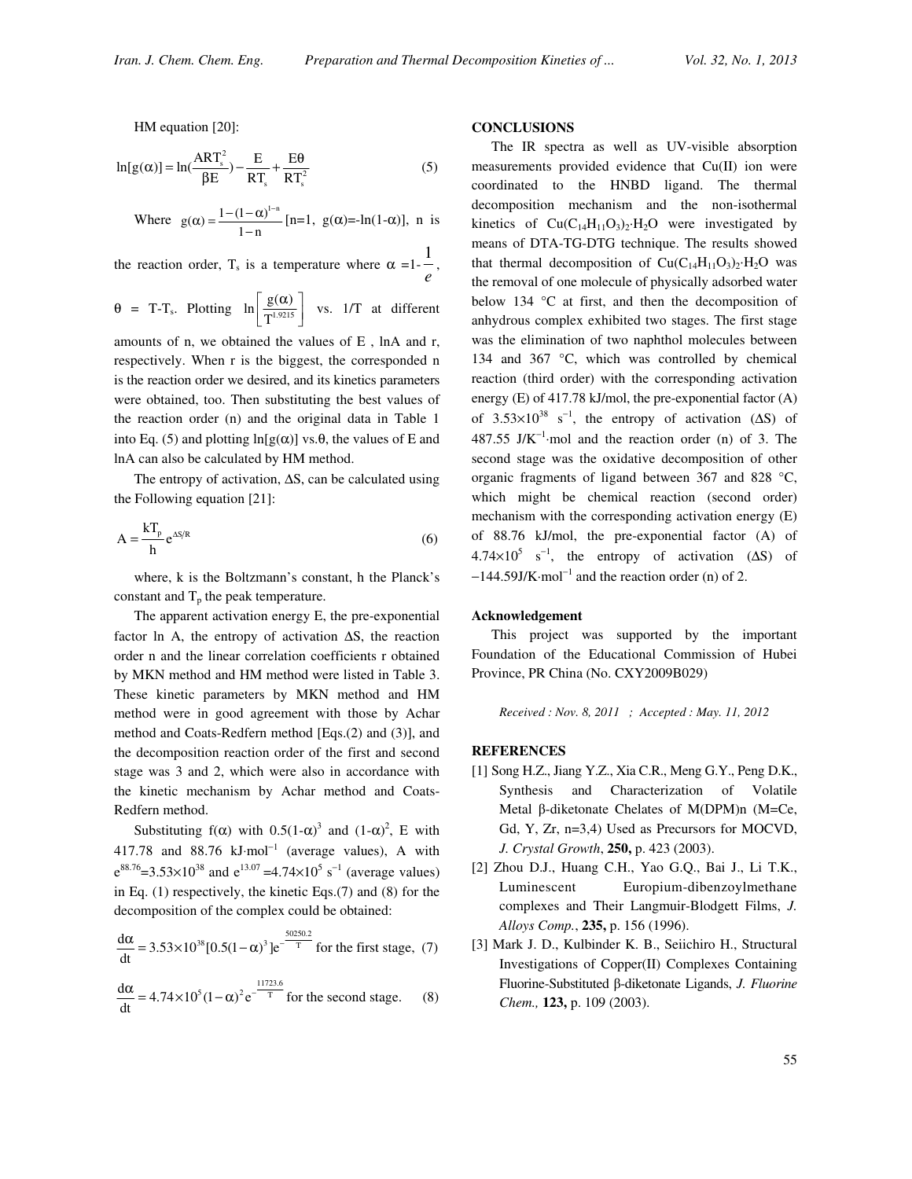HM equation [20]:

$$\ln[g(\alpha)] = \ln(\frac{ART_s^2}{\beta E}) - \frac{E}{RT_s} + \frac{E\theta}{RT_s^2} \tag{5}$$

Where $g(\alpha) = \frac{1-(1-\alpha)^{1-n}}{1-n}$ [n=1, $g(\alpha)$=-ln(1-$\alpha$)], n is the reaction order, $T_s$ is a temperature where $\alpha = 1 - \frac{1}{e}$, $\theta = T - T_s$. Plotting $\ln\left[\frac{g(\alpha)}{T^{1.9215}}\right]$ vs. 1/T at different amounts of n, we obtained the values of E , lnA and r, respectively. When r is the biggest, the corresponded n is the reaction order we desired, and its kinetics parameters were obtained, too. Then substituting the best values of the reaction order (n) and the original data in Table 1 into Eq. (5) and plotting ln[g($\alpha$)] vs.$\theta$, the values of E and lnA can also be calculated by HM method.

The entropy of activation, $\Delta S$, can be calculated using the Following equation [21]:

$$A = \frac{kT_p}{h} e^{\Delta S/R} \tag{6}$$

where, k is the Boltzmann's constant, h the Planck's constant and $T_p$ the peak temperature.

The apparent activation energy E, the pre-exponential factor ln A, the entropy of activation $\Delta S$, the reaction order n and the linear correlation coefficients r obtained by MKN method and HM method were listed in Table 3. These kinetic parameters by MKN method and HM method were in good agreement with those by Achar method and Coats-Redfern method [Eqs.(2) and (3)], and the decomposition reaction order of the first and second stage was 3 and 2, which were also in accordance with the kinetic mechanism by Achar method and Coats-Redfern method.

Substituting f($\alpha$) with $0.5(1-\alpha)^3$ and $(1-\alpha)^2$, E with 417.78 and 88.76 kJ·mol$^{-1}$ (average values), A with $e^{88.76}=3.53\times10^{38}$ and $e^{13.07}=4.74\times10^5$ s$^{-1}$ (average values) in Eq. (1) respectively, the kinetic Eqs.(7) and (8) for the decomposition of the complex could be obtained:

$$\frac{d\alpha}{dt} = 3.53\times10^{38}[0.5(1-\alpha)^3]e^{-\frac{50250.2}{T}} \text{ for the first stage,} \tag{7}$$

$$\frac{d\alpha}{dt} = 4.74\times10^{5}(1-\alpha)^2 e^{-\frac{11723.6}{T}} \text{ for the second stage.} \tag{8}$$

## CONCLUSIONS

The IR spectra as well as UV-visible absorption measurements provided evidence that Cu(II) ion were coordinated to the HNBD ligand. The thermal decomposition mechanism and the non-isothermal kinetics of $Cu(C_{14}H_{11}O_3)_2{\cdot}H_2O$ were investigated by means of DTA-TG-DTG technique. The results showed that thermal decomposition of $Cu(C_{14}H_{11}O_3)_2{\cdot}H_2O$ was the removal of one molecule of physically adsorbed water below 134 °C at first, and then the decomposition of anhydrous complex exhibited two stages. The first stage was the elimination of two naphthol molecules between 134 and 367 °C, which was controlled by chemical reaction (third order) with the corresponding activation energy (E) of 417.78 kJ/mol, the pre-exponential factor (A) of $3.53\times10^{38}$ s$^{-1}$, the entropy of activation ($\Delta S$) of 487.55 J/K$^{-1}$·mol and the reaction order (n) of 3. The second stage was the oxidative decomposition of other organic fragments of ligand between 367 and 828 °C, which might be chemical reaction (second order) mechanism with the corresponding activation energy (E) of 88.76 kJ/mol, the pre-exponential factor (A) of $4.74\times10^5$ s$^{-1}$, the entropy of activation ($\Delta S$) of −144.59J/K·mol$^{-1}$ and the reaction order (n) of 2.

### Acknowledgement

This project was supported by the important Foundation of the Educational Commission of Hubei Province, PR China (No. CXY2009B029)

*Received : Nov. 8, 2011 ; Accepted : May. 11, 2012*

## REFERENCES

[1] Song H.Z., Jiang Y.Z., Xia C.R., Meng G.Y., Peng D.K., Synthesis and Characterization of Volatile Metal β-diketonate Chelates of M(DPM)n (M=Ce, Gd, Y, Zr, n=3,4) Used as Precursors for MOCVD, *J. Crystal Growth*, **250,** p. 423 (2003).

[2] Zhou D.J., Huang C.H., Yao G.Q., Bai J., Li T.K., Luminescent Europium-dibenzoylmethane complexes and Their Langmuir-Blodgett Films, *J. Alloys Comp.*, **235,** p. 156 (1996).

[3] Mark J. D., Kulbinder K. B., Seiichiro H., Structural Investigations of Copper(II) Complexes Containing Fluorine-Substituted β-diketonate Ligands, *J. Fluorine Chem.,* **123,** p. 109 (2003).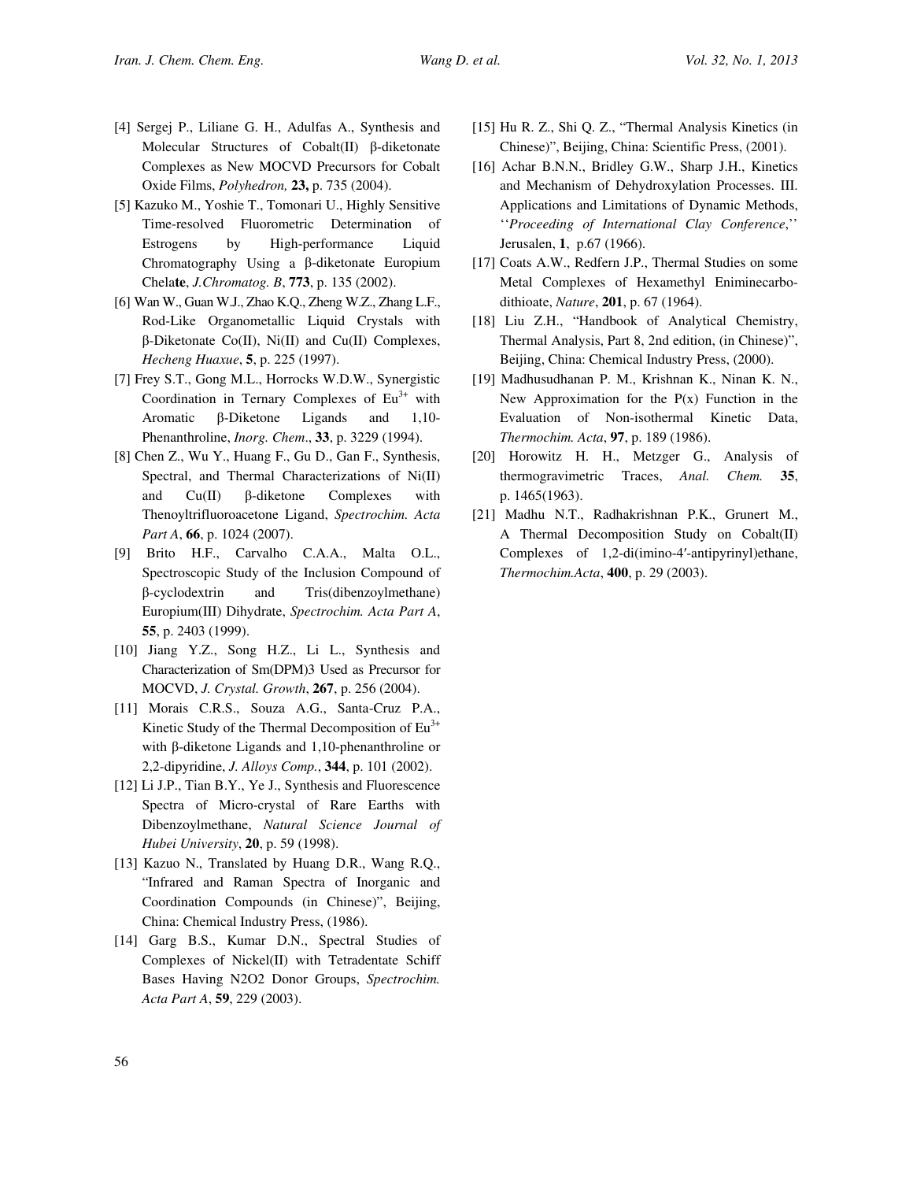[4] Sergej P., Liliane G. H., Adulfas A., Synthesis and Molecular Structures of Cobalt(II) β-diketonate Complexes as New MOCVD Precursors for Cobalt Oxide Films, *Polyhedron,* **23,** p. 735 (2004).

[5] Kazuko M., Yoshie T., Tomonari U., Highly Sensitive Time-resolved Fluorometric Determination of Estrogens by High-performance Liquid Chromatography Using a β-diketonate Europium Chelate, *J.Chromatog. B*, **773**, p. 135 (2002).

[6] Wan W., Guan W.J., Zhao K.Q., Zheng W.Z., Zhang L.F., Rod-Like Organometallic Liquid Crystals with β-Diketonate Co(II), Ni(II) and Cu(II) Complexes, *Hecheng Huaxue*, **5**, p. 225 (1997).

[7] Frey S.T., Gong M.L., Horrocks W.D.W., Synergistic Coordination in Ternary Complexes of $Eu^{3+}$ with Aromatic β-Diketone Ligands and 1,10-Phenanthroline, *Inorg. Chem*., **33**, p. 3229 (1994).

[8] Chen Z., Wu Y., Huang F., Gu D., Gan F., Synthesis, Spectral, and Thermal Characterizations of Ni(II) and Cu(II) β-diketone Complexes with Thenoyltrifluoroacetone Ligand, *Spectrochim. Acta Part A*, **66**, p. 1024 (2007).

[9] Brito H.F., Carvalho C.A.A., Malta O.L., Spectroscopic Study of the Inclusion Compound of β-cyclodextrin and Tris(dibenzoylmethane) Europium(III) Dihydrate, *Spectrochim. Acta Part A*, **55**, p. 2403 (1999).

[10] Jiang Y.Z., Song H.Z., Li L., Synthesis and Characterization of Sm(DPM)3 Used as Precursor for MOCVD, *J. Crystal. Growth*, **267**, p. 256 (2004).

[11] Morais C.R.S., Souza A.G., Santa-Cruz P.A., Kinetic Study of the Thermal Decomposition of $Eu^{3+}$ with β-diketone Ligands and 1,10-phenanthroline or 2,2-dipyridine, *J. Alloys Comp.*, **344**, p. 101 (2002).

[12] Li J.P., Tian B.Y., Ye J., Synthesis and Fluorescence Spectra of Micro-crystal of Rare Earths with Dibenzoylmethane, *Natural Science Journal of Hubei University*, **20**, p. 59 (1998).

[13] Kazuo N., Translated by Huang D.R., Wang R.Q., "Infrared and Raman Spectra of Inorganic and Coordination Compounds (in Chinese)", Beijing, China: Chemical Industry Press, (1986).

[14] Garg B.S., Kumar D.N., Spectral Studies of Complexes of Nickel(II) with Tetradentate Schiff Bases Having N2O2 Donor Groups, *Spectrochim. Acta Part A*, **59**, 229 (2003).

[15] Hu R. Z., Shi Q. Z., "Thermal Analysis Kinetics (in Chinese)", Beijing, China: Scientific Press, (2001).

[16] Achar B.N.N., Bridley G.W., Sharp J.H., Kinetics and Mechanism of Dehydroxylation Processes. III. Applications and Limitations of Dynamic Methods, ''*Proceeding of International Clay Conference*,'' Jerusalen, **1**, p.67 (1966).

[17] Coats A.W., Redfern J.P., Thermal Studies on some Metal Complexes of Hexamethyl Eniminecarbodithioate, *Nature*, **201**, p. 67 (1964).

[18] Liu Z.H., "Handbook of Analytical Chemistry, Thermal Analysis, Part 8, 2nd edition, (in Chinese)", Beijing, China: Chemical Industry Press, (2000).

[19] Madhusudhanan P. M., Krishnan K., Ninan K. N., New Approximation for the P(x) Function in the Evaluation of Non-isothermal Kinetic Data, *Thermochim. Acta*, **97**, p. 189 (1986).

[20] Horowitz H. H., Metzger G., Analysis of thermogravimetric Traces, *Anal. Chem.* **35**, p. 1465(1963).

[21] Madhu N.T., Radhakrishnan P.K., Grunert M., A Thermal Decomposition Study on Cobalt(II) Complexes of 1,2-di(imino-4′-antipyrinyl)ethane, *Thermochim.Acta*, **400**, p. 29 (2003).